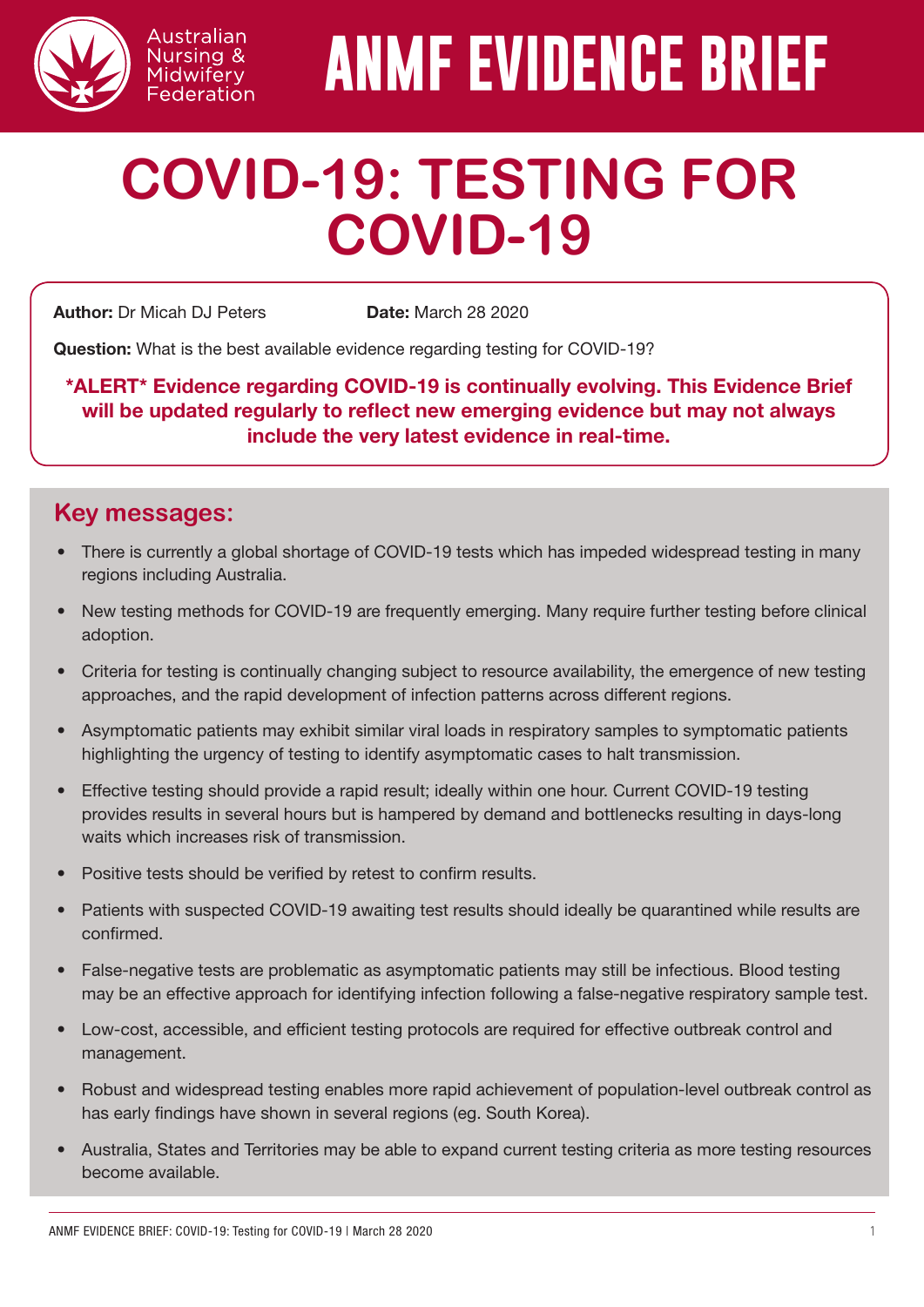Australian Nursing & Midwifery Federation

# ANMF EVIDENCE BRIEF

# COVID-19: TESTING FOR COVID-19

**Author:** Dr Micah DJ Peters **Date:** March 28 2020

**Question:** What is the best available evidence regarding testing for COVID-19?

***ALERT* Evidence regarding COVID-19 is continually evolving. This Evidence Brief will be updated regularly to reflect new emerging evidence but may not always include the very latest evidence in real-time.**

## Key messages:

- There is currently a global shortage of COVID-19 tests which has impeded widespread testing in many regions including Australia.
- New testing methods for COVID-19 are frequently emerging. Many require further testing before clinical adoption.
- Criteria for testing is continually changing subject to resource availability, the emergence of new testing approaches, and the rapid development of infection patterns across different regions.
- Asymptomatic patients may exhibit similar viral loads in respiratory samples to symptomatic patients highlighting the urgency of testing to identify asymptomatic cases to halt transmission.
- Effective testing should provide a rapid result; ideally within one hour. Current COVID-19 testing provides results in several hours but is hampered by demand and bottlenecks resulting in days-long waits which increases risk of transmission.
- Positive tests should be verified by retest to confirm results.
- Patients with suspected COVID-19 awaiting test results should ideally be quarantined while results are confirmed.
- False-negative tests are problematic as asymptomatic patients may still be infectious. Blood testing may be an effective approach for identifying infection following a false-negative respiratory sample test.
- Low-cost, accessible, and efficient testing protocols are required for effective outbreak control and management.
- Robust and widespread testing enables more rapid achievement of population-level outbreak control as has early findings have shown in several regions (eg. South Korea).
- Australia, States and Territories may be able to expand current testing criteria as more testing resources become available.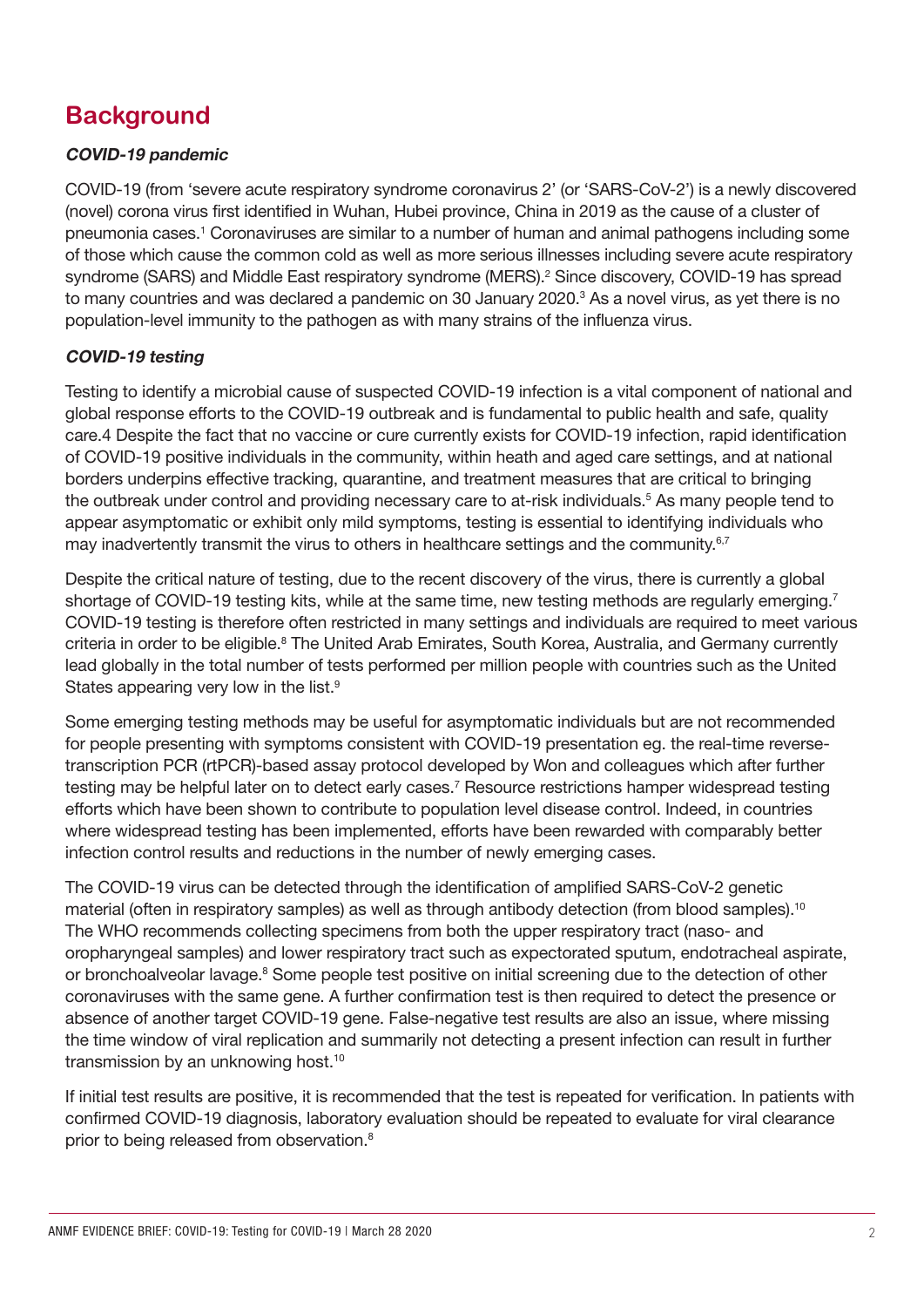## Background

### *COVID-19 pandemic*

COVID-19 (from 'severe acute respiratory syndrome coronavirus 2' (or 'SARS-CoV-2') is a newly discovered (novel) corona virus first identified in Wuhan, Hubei province, China in 2019 as the cause of a cluster of pneumonia cases.[1] Coronaviruses are similar to a number of human and animal pathogens including some of those which cause the common cold as well as more serious illnesses including severe acute respiratory syndrome (SARS) and Middle East respiratory syndrome (MERS).[2] Since discovery, COVID-19 has spread to many countries and was declared a pandemic on 30 January 2020.[3] As a novel virus, as yet there is no population-level immunity to the pathogen as with many strains of the influenza virus.

### *COVID-19 testing*

Testing to identify a microbial cause of suspected COVID-19 infection is a vital component of national and global response efforts to the COVID-19 outbreak and is fundamental to public health and safe, quality care.4 Despite the fact that no vaccine or cure currently exists for COVID-19 infection, rapid identification of COVID-19 positive individuals in the community, within heath and aged care settings, and at national borders underpins effective tracking, quarantine, and treatment measures that are critical to bringing the outbreak under control and providing necessary care to at-risk individuals.[5] As many people tend to appear asymptomatic or exhibit only mild symptoms, testing is essential to identifying individuals who may inadvertently transmit the virus to others in healthcare settings and the community.[6,7]

Despite the critical nature of testing, due to the recent discovery of the virus, there is currently a global shortage of COVID-19 testing kits, while at the same time, new testing methods are regularly emerging.[7] COVID-19 testing is therefore often restricted in many settings and individuals are required to meet various criteria in order to be eligible.[8] The United Arab Emirates, South Korea, Australia, and Germany currently lead globally in the total number of tests performed per million people with countries such as the United States appearing very low in the list.[9]

Some emerging testing methods may be useful for asymptomatic individuals but are not recommended for people presenting with symptoms consistent with COVID-19 presentation eg. the real-time reverse-transcription PCR (rtPCR)-based assay protocol developed by Won and colleagues which after further testing may be helpful later on to detect early cases.[7] Resource restrictions hamper widespread testing efforts which have been shown to contribute to population level disease control. Indeed, in countries where widespread testing has been implemented, efforts have been rewarded with comparably better infection control results and reductions in the number of newly emerging cases.

The COVID-19 virus can be detected through the identification of amplified SARS-CoV-2 genetic material (often in respiratory samples) as well as through antibody detection (from blood samples).[10] The WHO recommends collecting specimens from both the upper respiratory tract (naso- and oropharyngeal samples) and lower respiratory tract such as expectorated sputum, endotracheal aspirate, or bronchoalveolar lavage.[8] Some people test positive on initial screening due to the detection of other coronaviruses with the same gene. A further confirmation test is then required to detect the presence or absence of another target COVID-19 gene. False-negative test results are also an issue, where missing the time window of viral replication and summarily not detecting a present infection can result in further transmission by an unknowing host.[10]

If initial test results are positive, it is recommended that the test is repeated for verification. In patients with confirmed COVID-19 diagnosis, laboratory evaluation should be repeated to evaluate for viral clearance prior to being released from observation.[8]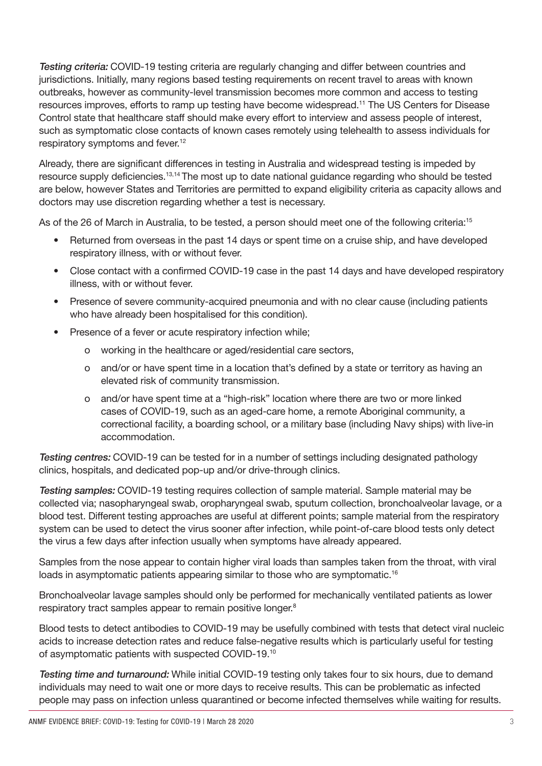*Testing criteria:* COVID-19 testing criteria are regularly changing and differ between countries and jurisdictions. Initially, many regions based testing requirements on recent travel to areas with known outbreaks, however as community-level transmission becomes more common and access to testing resources improves, efforts to ramp up testing have become widespread.[11] The US Centers for Disease Control state that healthcare staff should make every effort to interview and assess people of interest, such as symptomatic close contacts of known cases remotely using telehealth to assess individuals for respiratory symptoms and fever.[12]

Already, there are significant differences in testing in Australia and widespread testing is impeded by resource supply deficiencies.[13,14] The most up to date national guidance regarding who should be tested are below, however States and Territories are permitted to expand eligibility criteria as capacity allows and doctors may use discretion regarding whether a test is necessary.

As of the 26 of March in Australia, to be tested, a person should meet one of the following criteria:[15]

- Returned from overseas in the past 14 days or spent time on a cruise ship, and have developed respiratory illness, with or without fever.
- Close contact with a confirmed COVID-19 case in the past 14 days and have developed respiratory illness, with or without fever.
- Presence of severe community-acquired pneumonia and with no clear cause (including patients who have already been hospitalised for this condition).
- Presence of a fever or acute respiratory infection while;
    - working in the healthcare or aged/residential care sectors,
    - and/or or have spent time in a location that's defined by a state or territory as having an elevated risk of community transmission.
    - and/or have spent time at a "high-risk" location where there are two or more linked cases of COVID-19, such as an aged-care home, a remote Aboriginal community, a correctional facility, a boarding school, or a military base (including Navy ships) with live-in accommodation.

*Testing centres:* COVID-19 can be tested for in a number of settings including designated pathology clinics, hospitals, and dedicated pop-up and/or drive-through clinics.

*Testing samples:* COVID-19 testing requires collection of sample material. Sample material may be collected via; nasopharyngeal swab, oropharyngeal swab, sputum collection, bronchoalveolar lavage, or a blood test. Different testing approaches are useful at different points; sample material from the respiratory system can be used to detect the virus sooner after infection, while point-of-care blood tests only detect the virus a few days after infection usually when symptoms have already appeared.

Samples from the nose appear to contain higher viral loads than samples taken from the throat, with viral loads in asymptomatic patients appearing similar to those who are symptomatic.[16]

Bronchoalveolar lavage samples should only be performed for mechanically ventilated patients as lower respiratory tract samples appear to remain positive longer.[8]

Blood tests to detect antibodies to COVID-19 may be usefully combined with tests that detect viral nucleic acids to increase detection rates and reduce false-negative results which is particularly useful for testing of asymptomatic patients with suspected COVID-19.[10]

*Testing time and turnaround:* While initial COVID-19 testing only takes four to six hours, due to demand individuals may need to wait one or more days to receive results. This can be problematic as infected people may pass on infection unless quarantined or become infected themselves while waiting for results.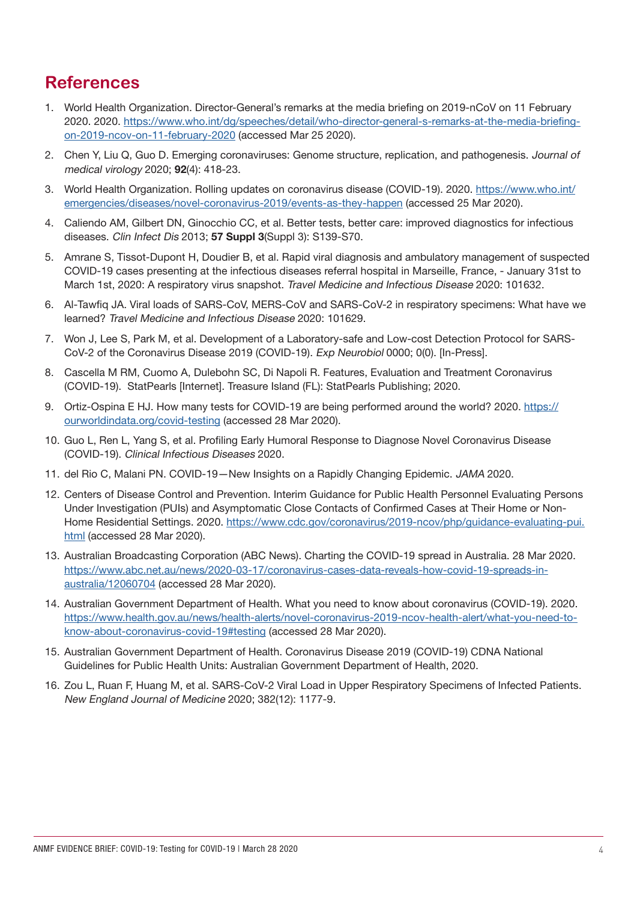## References

1. World Health Organization. Director-General's remarks at the media briefing on 2019-nCoV on 11 February 2020. 2020. https://www.who.int/dg/speeches/detail/who-director-general-s-remarks-at-the-media-briefing-on-2019-ncov-on-11-february-2020 (accessed Mar 25 2020).
2. Chen Y, Liu Q, Guo D. Emerging coronaviruses: Genome structure, replication, and pathogenesis. *Journal of medical virology* 2020; **92**(4): 418-23.
3. World Health Organization. Rolling updates on coronavirus disease (COVID-19). 2020. https://www.who.int/emergencies/diseases/novel-coronavirus-2019/events-as-they-happen (accessed 25 Mar 2020).
4. Caliendo AM, Gilbert DN, Ginocchio CC, et al. Better tests, better care: improved diagnostics for infectious diseases. *Clin Infect Dis* 2013; **57 Suppl 3**(Suppl 3): S139-S70.
5. Amrane S, Tissot-Dupont H, Doudier B, et al. Rapid viral diagnosis and ambulatory management of suspected COVID-19 cases presenting at the infectious diseases referral hospital in Marseille, France, - January 31st to March 1st, 2020: A respiratory virus snapshot. *Travel Medicine and Infectious Disease* 2020: 101632.
6. Al-Tawfiq JA. Viral loads of SARS-CoV, MERS-CoV and SARS-CoV-2 in respiratory specimens: What have we learned? *Travel Medicine and Infectious Disease* 2020: 101629.
7. Won J, Lee S, Park M, et al. Development of a Laboratory-safe and Low-cost Detection Protocol for SARS-CoV-2 of the Coronavirus Disease 2019 (COVID-19). *Exp Neurobiol* 0000; 0(0). [In-Press].
8. Cascella M RM, Cuomo A, Dulebohn SC, Di Napoli R. Features, Evaluation and Treatment Coronavirus (COVID-19). StatPearls [Internet]. Treasure Island (FL): StatPearls Publishing; 2020.
9. Ortiz-Ospina E HJ. How many tests for COVID-19 are being performed around the world? 2020. https://ourworldindata.org/covid-testing (accessed 28 Mar 2020).
10. Guo L, Ren L, Yang S, et al. Profiling Early Humoral Response to Diagnose Novel Coronavirus Disease (COVID-19). *Clinical Infectious Diseases* 2020.
11. del Rio C, Malani PN. COVID-19—New Insights on a Rapidly Changing Epidemic. *JAMA* 2020.
12. Centers of Disease Control and Prevention. Interim Guidance for Public Health Personnel Evaluating Persons Under Investigation (PUIs) and Asymptomatic Close Contacts of Confirmed Cases at Their Home or Non-Home Residential Settings. 2020. https://www.cdc.gov/coronavirus/2019-ncov/php/guidance-evaluating-pui.html (accessed 28 Mar 2020).
13. Australian Broadcasting Corporation (ABC News). Charting the COVID-19 spread in Australia. 28 Mar 2020. https://www.abc.net.au/news/2020-03-17/coronavirus-cases-data-reveals-how-covid-19-spreads-in-australia/12060704 (accessed 28 Mar 2020).
14. Australian Government Department of Health. What you need to know about coronavirus (COVID-19). 2020. https://www.health.gov.au/news/health-alerts/novel-coronavirus-2019-ncov-health-alert/what-you-need-to-know-about-coronavirus-covid-19#testing (accessed 28 Mar 2020).
15. Australian Government Department of Health. Coronavirus Disease 2019 (COVID-19) CDNA National Guidelines for Public Health Units: Australian Government Department of Health, 2020.
16. Zou L, Ruan F, Huang M, et al. SARS-CoV-2 Viral Load in Upper Respiratory Specimens of Infected Patients. *New England Journal of Medicine* 2020; 382(12): 1177-9.